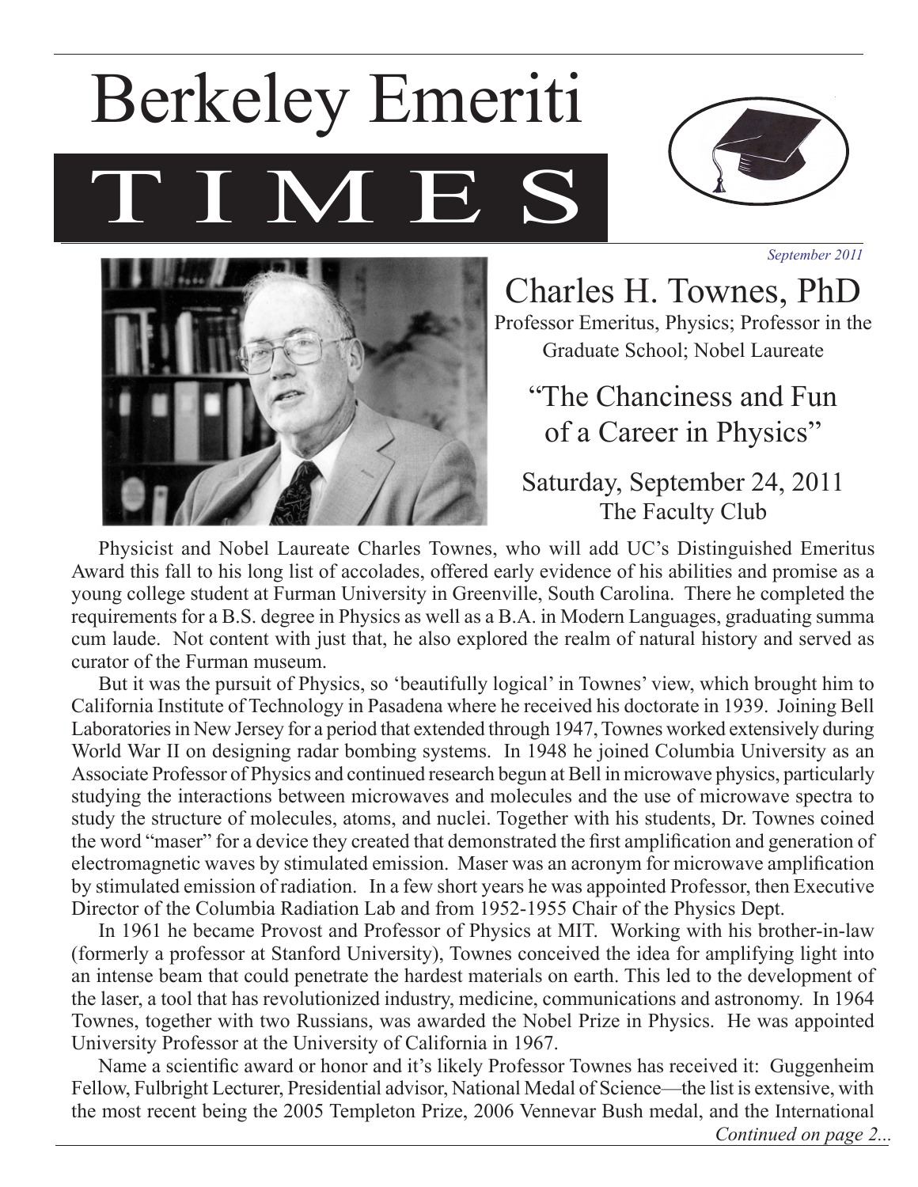# Berkeley Emeriti TIMES

*September 2011*

## Charles H. Townes, PhD

Professor Emeritus, Physics; Professor in the Graduate School; Nobel Laureate

### "The Chanciness and Fun of a Career in Physics"

Saturday, September 24, 2011
The Faculty Club

Physicist and Nobel Laureate Charles Townes, who will add UC's Distinguished Emeritus Award this fall to his long list of accolades, offered early evidence of his abilities and promise as a young college student at Furman University in Greenville, South Carolina. There he completed the requirements for a B.S. degree in Physics as well as a B.A. in Modern Languages, graduating summa cum laude. Not content with just that, he also explored the realm of natural history and served as curator of the Furman museum.

But it was the pursuit of Physics, so 'beautifully logical' in Townes' view, which brought him to California Institute of Technology in Pasadena where he received his doctorate in 1939. Joining Bell Laboratories in New Jersey for a period that extended through 1947, Townes worked extensively during World War II on designing radar bombing systems. In 1948 he joined Columbia University as an Associate Professor of Physics and continued research begun at Bell in microwave physics, particularly studying the interactions between microwaves and molecules and the use of microwave spectra to study the structure of molecules, atoms, and nuclei. Together with his students, Dr. Townes coined the word "maser" for a device they created that demonstrated the first amplification and generation of electromagnetic waves by stimulated emission. Maser was an acronym for microwave amplification by stimulated emission of radiation. In a few short years he was appointed Professor, then Executive Director of the Columbia Radiation Lab and from 1952-1955 Chair of the Physics Dept.

In 1961 he became Provost and Professor of Physics at MIT. Working with his brother-in-law (formerly a professor at Stanford University), Townes conceived the idea for amplifying light into an intense beam that could penetrate the hardest materials on earth. This led to the development of the laser, a tool that has revolutionized industry, medicine, communications and astronomy. In 1964 Townes, together with two Russians, was awarded the Nobel Prize in Physics. He was appointed University Professor at the University of California in 1967.

Name a scientific award or honor and it's likely Professor Townes has received it: Guggenheim Fellow, Fulbright Lecturer, Presidential advisor, National Medal of Science—the list is extensive, with the most recent being the 2005 Templeton Prize, 2006 Vennevar Bush medal, and the International

*Continued on page 2...*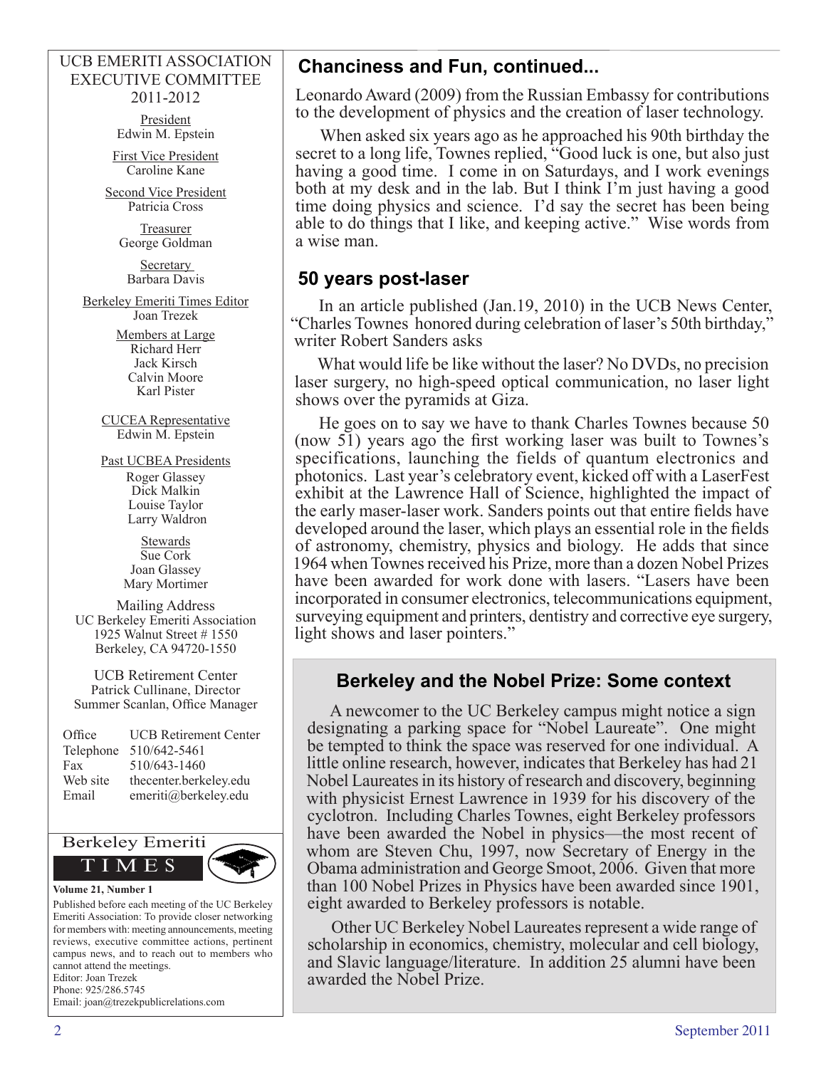## Chanciness and Fun, continued...

Leonardo Award (2009) from the Russian Embassy for contributions to the development of physics and the creation of laser technology.

When asked six years ago as he approached his 90th birthday the secret to a long life, Townes replied, "Good luck is one, but also just having a good time. I come in on Saturdays, and I work evenings both at my desk and in the lab. But I think I'm just having a good time doing physics and science. I'd say the secret has been being able to do things that I like, and keeping active." Wise words from a wise man.

## 50 years post-laser

In an article published (Jan.19, 2010) in the UCB News Center, "Charles Townes honored during celebration of laser's 50th birthday," writer Robert Sanders asks

What would life be like without the laser? No DVDs, no precision laser surgery, no high-speed optical communication, no laser light shows over the pyramids at Giza.

He goes on to say we have to thank Charles Townes because 50 (now 51) years ago the first working laser was built to Townes's specifications, launching the fields of quantum electronics and photonics. Last year's celebratory event, kicked off with a LaserFest exhibit at the Lawrence Hall of Science, highlighted the impact of the early maser-laser work. Sanders points out that entire fields have developed around the laser, which plays an essential role in the fields of astronomy, chemistry, physics and biology. He adds that since 1964 when Townes received his Prize, more than a dozen Nobel Prizes have been awarded for work done with lasers. "Lasers have been incorporated in consumer electronics, telecommunications equipment, surveying equipment and printers, dentistry and corrective eye surgery, light shows and laser pointers."

## Berkeley and the Nobel Prize: Some context

A newcomer to the UC Berkeley campus might notice a sign designating a parking space for "Nobel Laureate". One might be tempted to think the space was reserved for one individual. A little online research, however, indicates that Berkeley has had 21 Nobel Laureates in its history of research and discovery, beginning with physicist Ernest Lawrence in 1939 for his discovery of the cyclotron. Including Charles Townes, eight Berkeley professors have been awarded the Nobel in physics—the most recent of whom are Steven Chu, 1997, now Secretary of Energy in the Obama administration and George Smoot, 2006. Given that more than 100 Nobel Prizes in Physics have been awarded since 1901, eight awarded to Berkeley professors is notable.

Other UC Berkeley Nobel Laureates represent a wide range of scholarship in economics, chemistry, molecular and cell biology, and Slavic language/literature. In addition 25 alumni have been awarded the Nobel Prize.

---

UCB EMERITI ASSOCIATION
EXECUTIVE COMMITTEE
2011-2012

President
Edwin M. Epstein

First Vice President
Caroline Kane

Second Vice President
Patricia Cross

Treasurer
George Goldman

Secretary
Barbara Davis

Berkeley Emeriti Times Editor
Joan Trezek

Members at Large
Richard Herr
Jack Kirsch
Calvin Moore
Karl Pister

CUCEA Representative
Edwin M. Epstein

Past UCBEA Presidents
Roger Glassey
Dick Malkin
Louise Taylor
Larry Waldron

Stewards
Sue Cork
Joan Glassey
Mary Mortimer

Mailing Address
UC Berkeley Emeriti Association
1925 Walnut Street # 1550
Berkeley, CA 94720-1550

UCB Retirement Center
Patrick Cullinane, Director
Summer Scanlan, Office Manager

| | |
|---|---|
| Office | UCB Retirement Center |
| Telephone | 510/642-5461 |
| Fax | 510/643-1460 |
| Web site | thecenter.berkeley.edu |
| Email | emeriti@berkeley.edu |

Berkeley Emeriti TIMES

**Volume 21, Number 1**

Published before each meeting of the UC Berkeley Emeriti Association: To provide closer networking for members with: meeting announcements, meeting reviews, executive committee actions, pertinent campus news, and to reach out to members who cannot attend the meetings.
Editor: Joan Trezek
Phone: 925/286.5745
Email: joan@trezekpublicrelations.com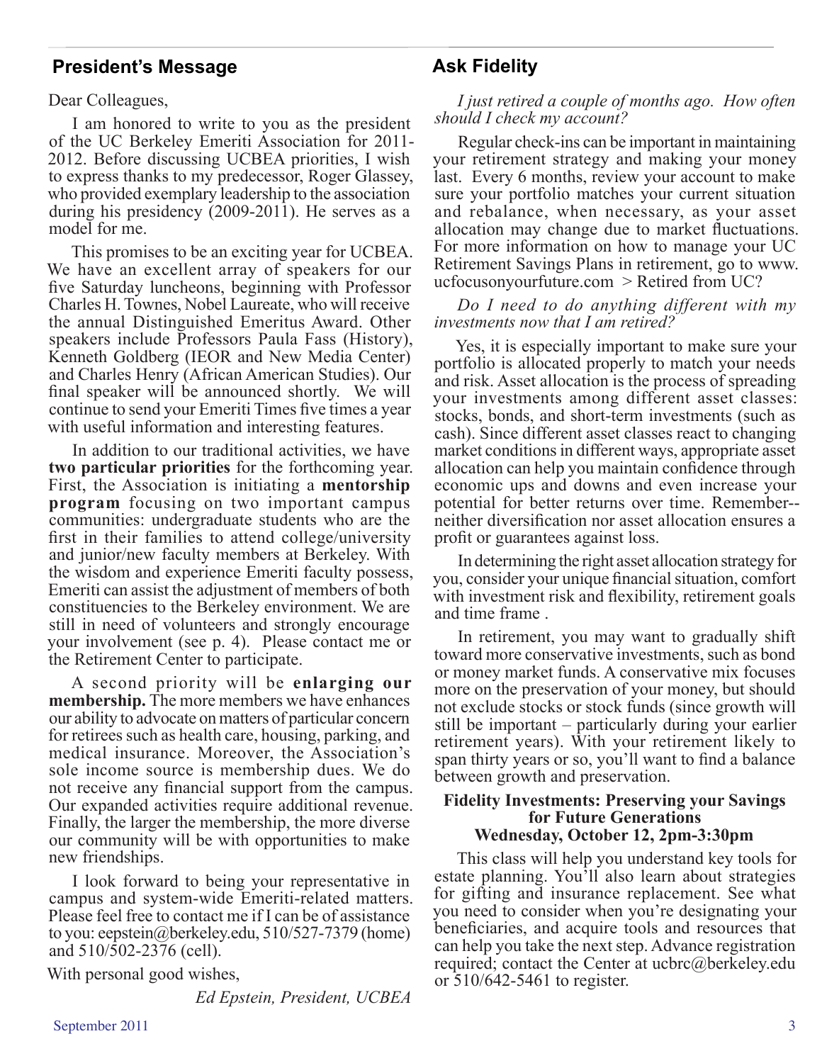## President's Message

Dear Colleagues,

I am honored to write to you as the president of the UC Berkeley Emeriti Association for 2011-2012. Before discussing UCBEA priorities, I wish to express thanks to my predecessor, Roger Glassey, who provided exemplary leadership to the association during his presidency (2009-2011). He serves as a model for me.

This promises to be an exciting year for UCBEA. We have an excellent array of speakers for our five Saturday luncheons, beginning with Professor Charles H. Townes, Nobel Laureate, who will receive the annual Distinguished Emeritus Award. Other speakers include Professors Paula Fass (History), Kenneth Goldberg (IEOR and New Media Center) and Charles Henry (African American Studies). Our final speaker will be announced shortly. We will continue to send your Emeriti Times five times a year with useful information and interesting features.

In addition to our traditional activities, we have **two particular priorities** for the forthcoming year. First, the Association is initiating a **mentorship program** focusing on two important campus communities: undergraduate students who are the first in their families to attend college/university and junior/new faculty members at Berkeley. With the wisdom and experience Emeriti faculty possess, Emeriti can assist the adjustment of members of both constituencies to the Berkeley environment. We are still in need of volunteers and strongly encourage your involvement (see p. 4). Please contact me or the Retirement Center to participate.

A second priority will be **enlarging our membership.** The more members we have enhances our ability to advocate on matters of particular concern for retirees such as health care, housing, parking, and medical insurance. Moreover, the Association's sole income source is membership dues. We do not receive any financial support from the campus. Our expanded activities require additional revenue. Finally, the larger the membership, the more diverse our community will be with opportunities to make new friendships.

I look forward to being your representative in campus and system-wide Emeriti-related matters. Please feel free to contact me if I can be of assistance to you: eepstein@berkeley.edu, 510/527-7379 (home) and 510/502-2376 (cell).

With personal good wishes,

*Ed Epstein, President, UCBEA*

## Ask Fidelity

*I just retired a couple of months ago. How often should I check my account?*

Regular check-ins can be important in maintaining your retirement strategy and making your money last. Every 6 months, review your account to make sure your portfolio matches your current situation and rebalance, when necessary, as your asset allocation may change due to market fluctuations. For more information on how to manage your UC Retirement Savings Plans in retirement, go to www.ucfocusonyourfuture.com > Retired from UC?

*Do I need to do anything different with my investments now that I am retired?*

Yes, it is especially important to make sure your portfolio is allocated properly to match your needs and risk. Asset allocation is the process of spreading your investments among different asset classes: stocks, bonds, and short-term investments (such as cash). Since different asset classes react to changing market conditions in different ways, appropriate asset allocation can help you maintain confidence through economic ups and downs and even increase your potential for better returns over time. Remember--neither diversification nor asset allocation ensures a profit or guarantees against loss.

In determining the right asset allocation strategy for you, consider your unique financial situation, comfort with investment risk and flexibility, retirement goals and time frame .

In retirement, you may want to gradually shift toward more conservative investments, such as bond or money market funds. A conservative mix focuses more on the preservation of your money, but should not exclude stocks or stock funds (since growth will still be important – particularly during your earlier retirement years). With your retirement likely to span thirty years or so, you'll want to find a balance between growth and preservation.

**Fidelity Investments: Preserving your Savings for Future Generations**
**Wednesday, October 12, 2pm-3:30pm**

This class will help you understand key tools for estate planning. You'll also learn about strategies for gifting and insurance replacement. See what you need to consider when you're designating your beneficiaries, and acquire tools and resources that can help you take the next step. Advance registration required; contact the Center at ucbrc@berkeley.edu or 510/642-5461 to register.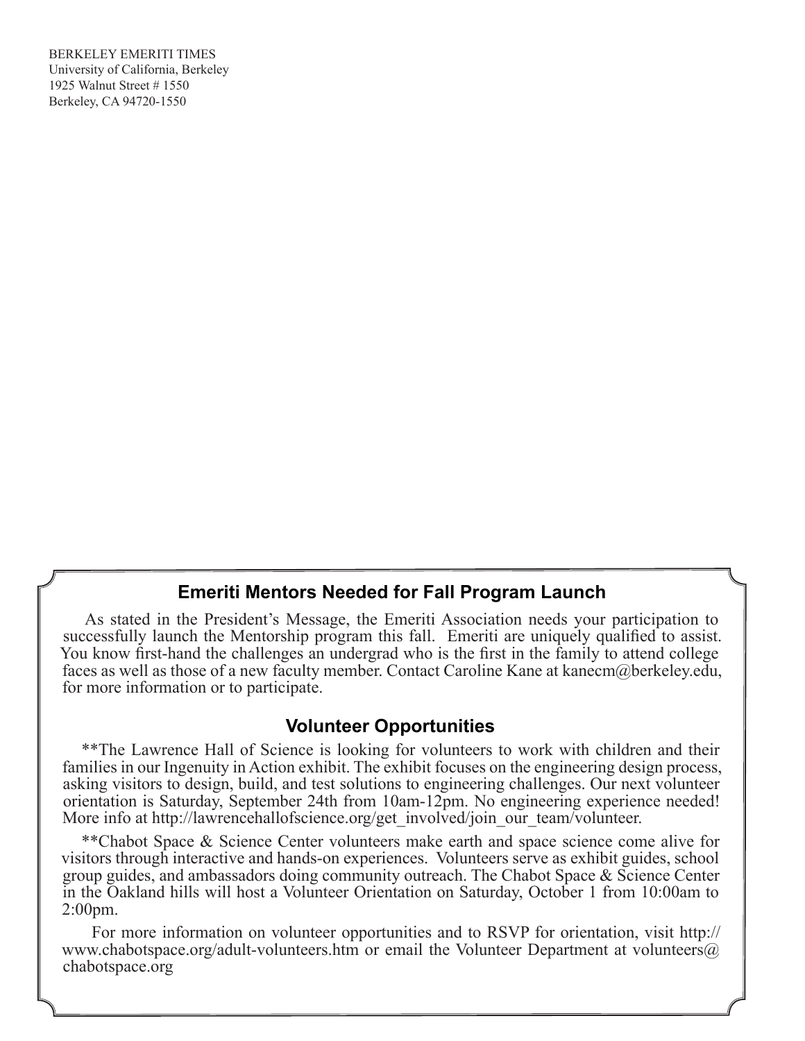BERKELEY EMERITI TIMES
University of California, Berkeley
1925 Walnut Street # 1550
Berkeley, CA 94720-1550

## Emeriti Mentors Needed for Fall Program Launch

As stated in the President's Message, the Emeriti Association needs your participation to successfully launch the Mentorship program this fall. Emeriti are uniquely qualified to assist. You know first-hand the challenges an undergrad who is the first in the family to attend college faces as well as those of a new faculty member. Contact Caroline Kane at kanecm@berkeley.edu, for more information or to participate.

## Volunteer Opportunities

**The Lawrence Hall of Science is looking for volunteers to work with children and their families in our Ingenuity in Action exhibit. The exhibit focuses on the engineering design process, asking visitors to design, build, and test solutions to engineering challenges. Our next volunteer orientation is Saturday, September 24th from 10am-12pm. No engineering experience needed! More info at http://lawrencehallofscience.org/get_involved/join_our_team/volunteer.

**Chabot Space & Science Center volunteers make earth and space science come alive for visitors through interactive and hands-on experiences. Volunteers serve as exhibit guides, school group guides, and ambassadors doing community outreach. The Chabot Space & Science Center in the Oakland hills will host a Volunteer Orientation on Saturday, October 1 from 10:00am to 2:00pm.

For more information on volunteer opportunities and to RSVP for orientation, visit http://www.chabotspace.org/adult-volunteers.htm or email the Volunteer Department at volunteers@chabotspace.org